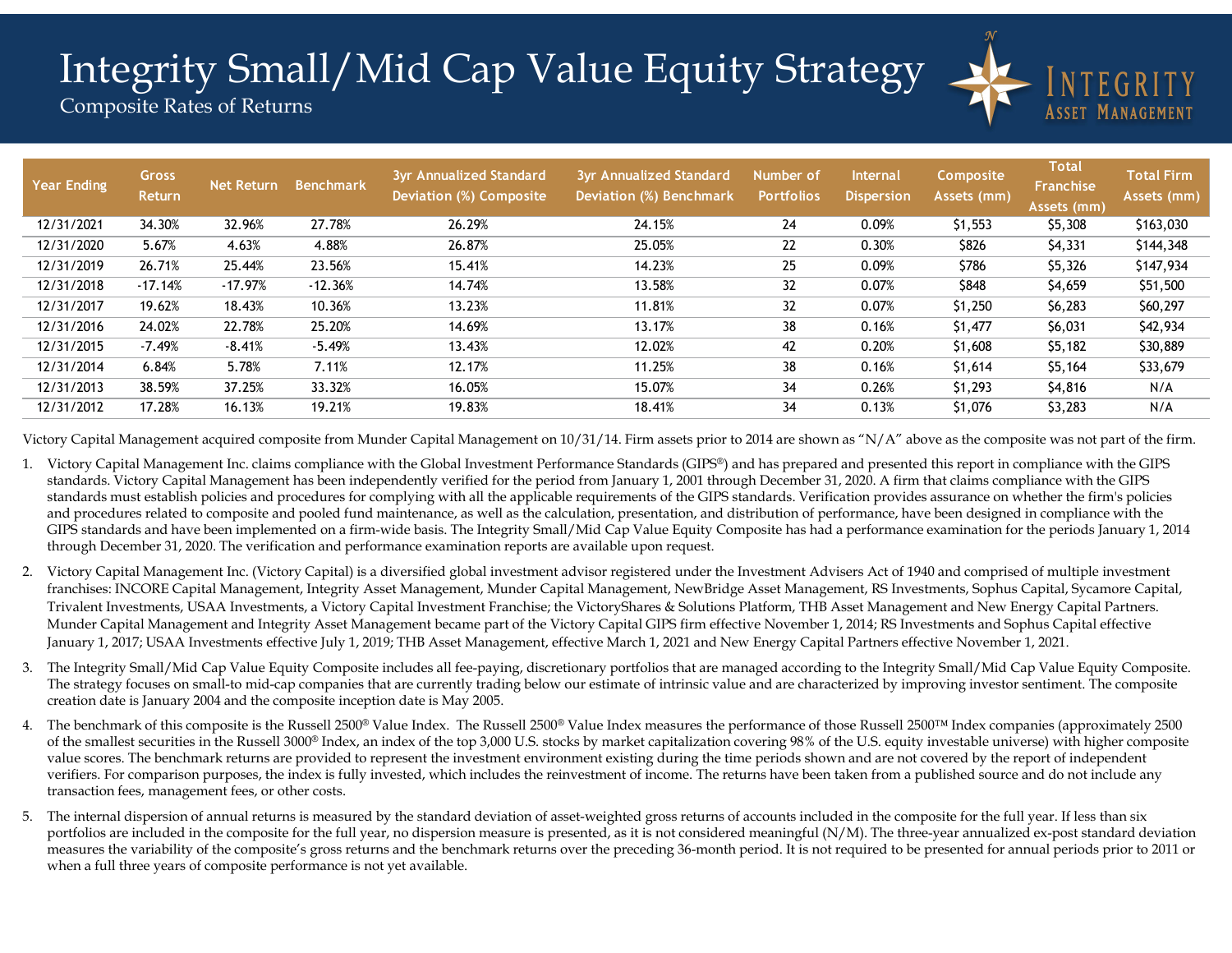# Integrity Small/Mid Cap Value Equity Strategy

Composite Rates of Returns

INTEGRITY ASSET MANAGEMENT

| Year Ending | Gross Return | Net Return | Benchmark | 3yr Annualized Standard Deviation (%) Composite | 3yr Annualized Standard Deviation (%) Benchmark | Number of Portfolios | Internal Dispersion | Composite Assets (mm) | Total Franchise Assets (mm) | Total Firm Assets (mm) |
|---|---|---|---|---|---|---|---|---|---|---|
| 12/31/2021 | 34.30% | 32.96% | 27.78% | 26.29% | 24.15% | 24 | 0.09% | $1,553 | $5,308 | $163,030 |
| 12/31/2020 | 5.67% | 4.63% | 4.88% | 26.87% | 25.05% | 22 | 0.30% | $826 | $4,331 | $144,348 |
| 12/31/2019 | 26.71% | 25.44% | 23.56% | 15.41% | 14.23% | 25 | 0.09% | $786 | $5,326 | $147,934 |
| 12/31/2018 | -17.14% | -17.97% | -12.36% | 14.74% | 13.58% | 32 | 0.07% | $848 | $4,659 | $51,500 |
| 12/31/2017 | 19.62% | 18.43% | 10.36% | 13.23% | 11.81% | 32 | 0.07% | $1,250 | $6,283 | $60,297 |
| 12/31/2016 | 24.02% | 22.78% | 25.20% | 14.69% | 13.17% | 38 | 0.16% | $1,477 | $6,031 | $42,934 |
| 12/31/2015 | -7.49% | -8.41% | -5.49% | 13.43% | 12.02% | 42 | 0.20% | $1,608 | $5,182 | $30,889 |
| 12/31/2014 | 6.84% | 5.78% | 7.11% | 12.17% | 11.25% | 38 | 0.16% | $1,614 | $5,164 | $33,679 |
| 12/31/2013 | 38.59% | 37.25% | 33.32% | 16.05% | 15.07% | 34 | 0.26% | $1,293 | $4,816 | N/A |
| 12/31/2012 | 17.28% | 16.13% | 19.21% | 19.83% | 18.41% | 34 | 0.13% | $1,076 | $3,283 | N/A |

Victory Capital Management acquired composite from Munder Capital Management on 10/31/14. Firm assets prior to 2014 are shown as "N/A" above as the composite was not part of the firm.

1. Victory Capital Management Inc. claims compliance with the Global Investment Performance Standards (GIPS®) and has prepared and presented this report in compliance with the GIPS standards. Victory Capital Management has been independently verified for the period from January 1, 2001 through December 31, 2020. A firm that claims compliance with the GIPS standards must establish policies and procedures for complying with all the applicable requirements of the GIPS standards. Verification provides assurance on whether the firm's policies and procedures related to composite and pooled fund maintenance, as well as the calculation, presentation, and distribution of performance, have been designed in compliance with the GIPS standards and have been implemented on a firm-wide basis. The Integrity Small/Mid Cap Value Equity Composite has had a performance examination for the periods January 1, 2014 through December 31, 2020. The verification and performance examination reports are available upon request.

2. Victory Capital Management Inc. (Victory Capital) is a diversified global investment advisor registered under the Investment Advisers Act of 1940 and comprised of multiple investment franchises: INCORE Capital Management, Integrity Asset Management, Munder Capital Management, NewBridge Asset Management, RS Investments, Sophus Capital, Sycamore Capital, Trivalent Investments, USAA Investments, a Victory Capital Investment Franchise; the VictoryShares & Solutions Platform, THB Asset Management and New Energy Capital Partners. Munder Capital Management and Integrity Asset Management became part of the Victory Capital GIPS firm effective November 1, 2014; RS Investments and Sophus Capital effective January 1, 2017; USAA Investments effective July 1, 2019; THB Asset Management, effective March 1, 2021 and New Energy Capital Partners effective November 1, 2021.

3. The Integrity Small/Mid Cap Value Equity Composite includes all fee-paying, discretionary portfolios that are managed according to the Integrity Small/Mid Cap Value Equity Composite. The strategy focuses on small-to mid-cap companies that are currently trading below our estimate of intrinsic value and are characterized by improving investor sentiment. The composite creation date is January 2004 and the composite inception date is May 2005.

4. The benchmark of this composite is the Russell 2500® Value Index. The Russell 2500® Value Index measures the performance of those Russell 2500™ Index companies (approximately 2500 of the smallest securities in the Russell 3000® Index, an index of the top 3,000 U.S. stocks by market capitalization covering 98% of the U.S. equity investable universe) with higher composite value scores. The benchmark returns are provided to represent the investment environment existing during the time periods shown and are not covered by the report of independent verifiers. For comparison purposes, the index is fully invested, which includes the reinvestment of income. The returns have been taken from a published source and do not include any transaction fees, management fees, or other costs.

5. The internal dispersion of annual returns is measured by the standard deviation of asset-weighted gross returns of accounts included in the composite for the full year. If less than six portfolios are included in the composite for the full year, no dispersion measure is presented, as it is not considered meaningful (N/M). The three-year annualized ex-post standard deviation measures the variability of the composite's gross returns and the benchmark returns over the preceding 36-month period. It is not required to be presented for annual periods prior to 2011 or when a full three years of composite performance is not yet available.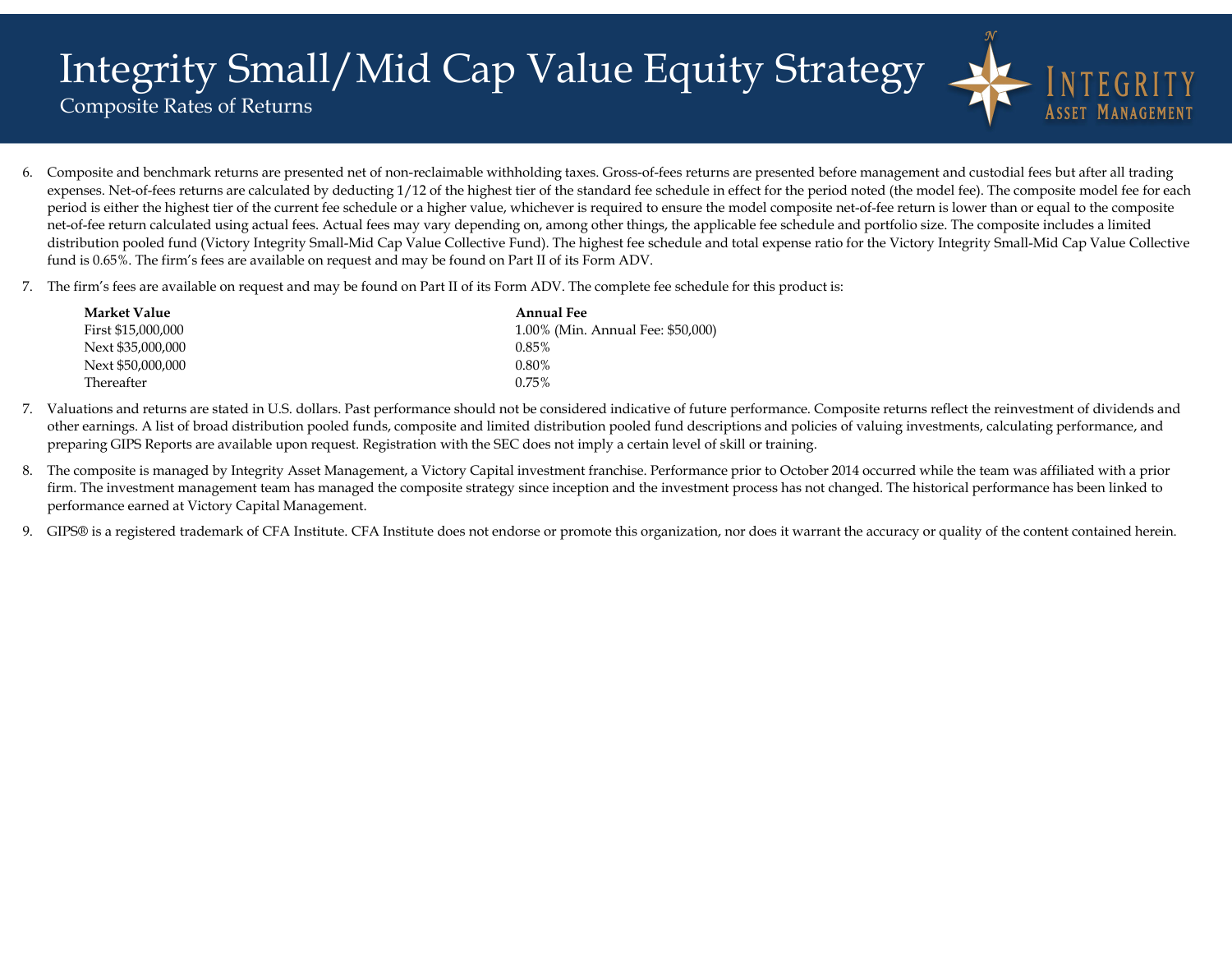# Integrity Small/Mid Cap Value Equity Strategy

Composite Rates of Returns

6. Composite and benchmark returns are presented net of non-reclaimable withholding taxes. Gross-of-fees returns are presented before management and custodial fees but after all trading expenses. Net-of-fees returns are calculated by deducting 1/12 of the highest tier of the standard fee schedule in effect for the period noted (the model fee). The composite model fee for each period is either the highest tier of the current fee schedule or a higher value, whichever is required to ensure the model composite net-of-fee return is lower than or equal to the composite net-of-fee return calculated using actual fees. Actual fees may vary depending on, among other things, the applicable fee schedule and portfolio size. The composite includes a limited distribution pooled fund (Victory Integrity Small-Mid Cap Value Collective Fund). The highest fee schedule and total expense ratio for the Victory Integrity Small-Mid Cap Value Collective fund is 0.65%. The firm's fees are available on request and may be found on Part II of its Form ADV.

7. The firm's fees are available on request and may be found on Part II of its Form ADV. The complete fee schedule for this product is:

| **Market Value** | **Annual Fee** |
|---|---|
| First $15,000,000 | 1.00% (Min. Annual Fee: $50,000) |
| Next $35,000,000 | 0.85% |
| Next $50,000,000 | 0.80% |
| Thereafter | 0.75% |

7. Valuations and returns are stated in U.S. dollars. Past performance should not be considered indicative of future performance. Composite returns reflect the reinvestment of dividends and other earnings. A list of broad distribution pooled funds, composite and limited distribution pooled fund descriptions and policies of valuing investments, calculating performance, and preparing GIPS Reports are available upon request. Registration with the SEC does not imply a certain level of skill or training.

8. The composite is managed by Integrity Asset Management, a Victory Capital investment franchise. Performance prior to October 2014 occurred while the team was affiliated with a prior firm. The investment management team has managed the composite strategy since inception and the investment process has not changed. The historical performance has been linked to performance earned at Victory Capital Management.

9. GIPS® is a registered trademark of CFA Institute. CFA Institute does not endorse or promote this organization, nor does it warrant the accuracy or quality of the content contained herein.